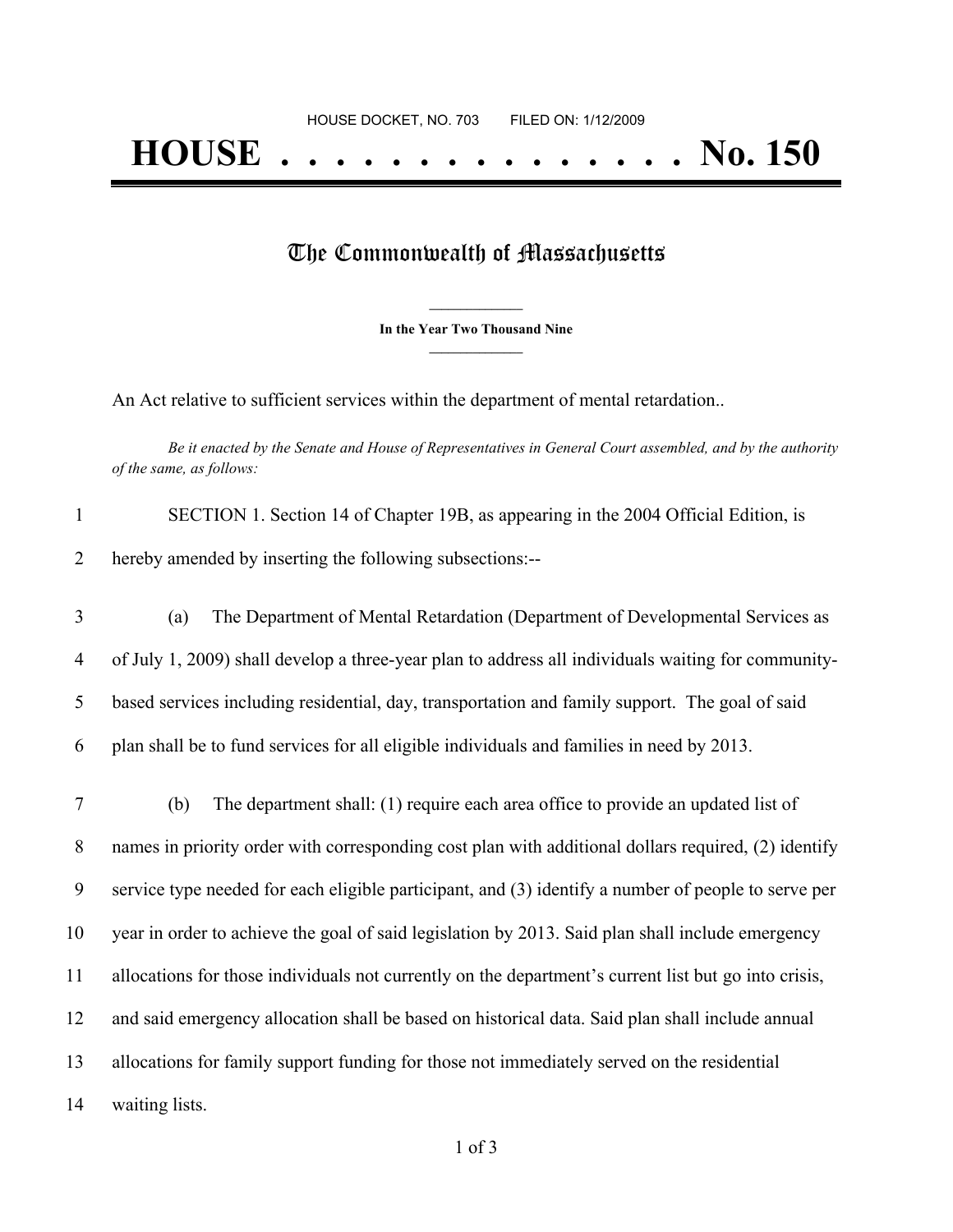HOUSE DOCKET, NO. 703 FILED ON: 1/12/2009

# HOUSE . . . . . . . . . . . . . . . No. 150

## The Commonwealth of Massachusetts

**In the Year Two Thousand Nine**

An Act relative to sufficient services within the department of mental retardation..

*Be it enacted by the Senate and House of Representatives in General Court assembled, and by the authority of the same, as follows:*

1 SECTION 1. Section 14 of Chapter 19B, as appearing in the 2004 Official Edition, is
2 hereby amended by inserting the following subsections:--

3 (a) The Department of Mental Retardation (Department of Developmental Services as
4 of July 1, 2009) shall develop a three-year plan to address all individuals waiting for community-
5 based services including residential, day, transportation and family support. The goal of said
6 plan shall be to fund services for all eligible individuals and families in need by 2013.

7 (b) The department shall: (1) require each area office to provide an updated list of
8 names in priority order with corresponding cost plan with additional dollars required, (2) identify
9 service type needed for each eligible participant, and (3) identify a number of people to serve per
10 year in order to achieve the goal of said legislation by 2013. Said plan shall include emergency
11 allocations for those individuals not currently on the department's current list but go into crisis,
12 and said emergency allocation shall be based on historical data. Said plan shall include annual
13 allocations for family support funding for those not immediately served on the residential
14 waiting lists.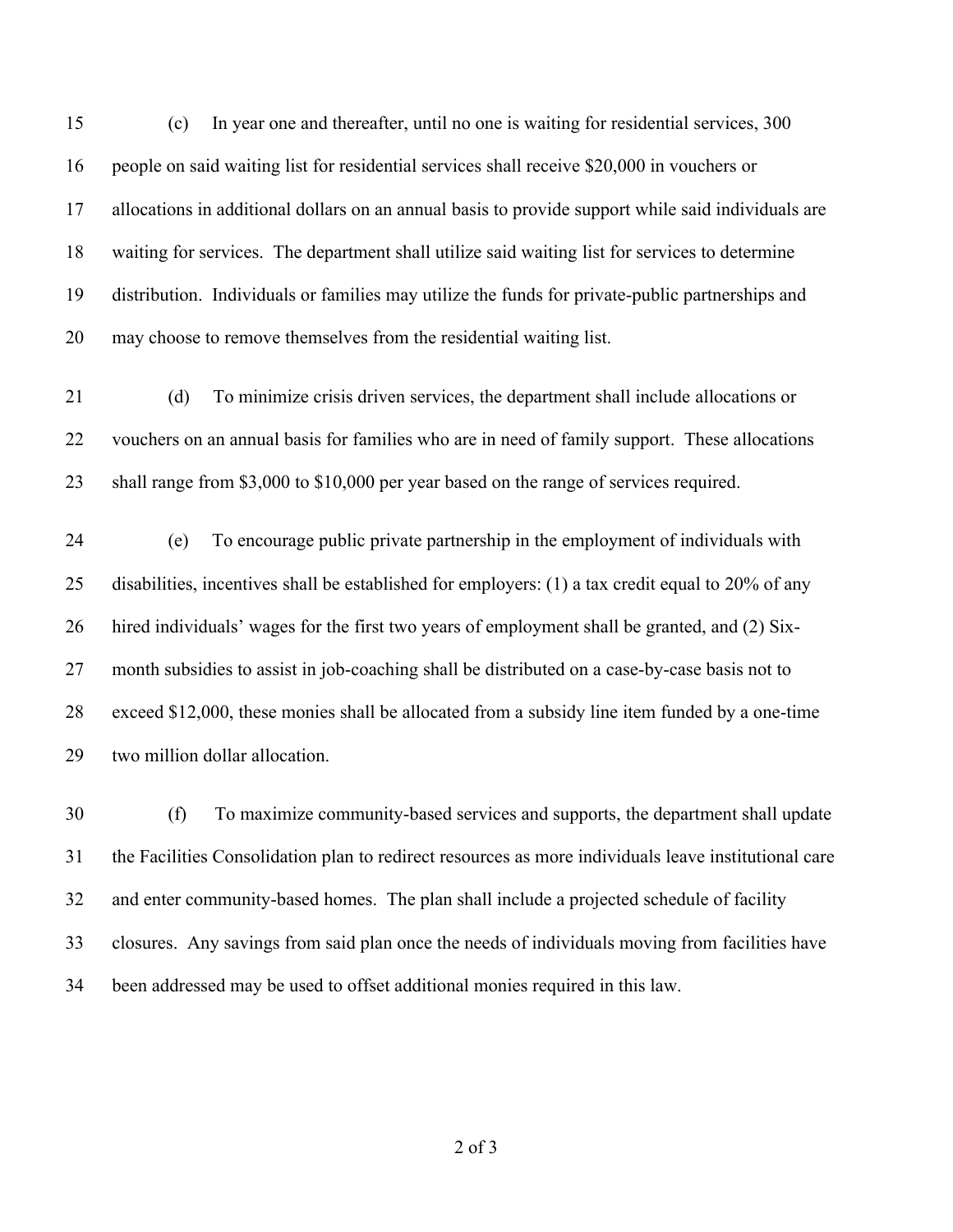(c) In year one and thereafter, until no one is waiting for residential services, 300 people on said waiting list for residential services shall receive $20,000 in vouchers or allocations in additional dollars on an annual basis to provide support while said individuals are waiting for services. The department shall utilize said waiting list for services to determine distribution. Individuals or families may utilize the funds for private-public partnerships and may choose to remove themselves from the residential waiting list.

(d) To minimize crisis driven services, the department shall include allocations or vouchers on an annual basis for families who are in need of family support. These allocations shall range from $3,000 to $10,000 per year based on the range of services required.

(e) To encourage public private partnership in the employment of individuals with disabilities, incentives shall be established for employers: (1) a tax credit equal to 20% of any hired individuals' wages for the first two years of employment shall be granted, and (2) Six-month subsidies to assist in job-coaching shall be distributed on a case-by-case basis not to exceed $12,000, these monies shall be allocated from a subsidy line item funded by a one-time two million dollar allocation.

(f) To maximize community-based services and supports, the department shall update the Facilities Consolidation plan to redirect resources as more individuals leave institutional care and enter community-based homes. The plan shall include a projected schedule of facility closures. Any savings from said plan once the needs of individuals moving from facilities have been addressed may be used to offset additional monies required in this law.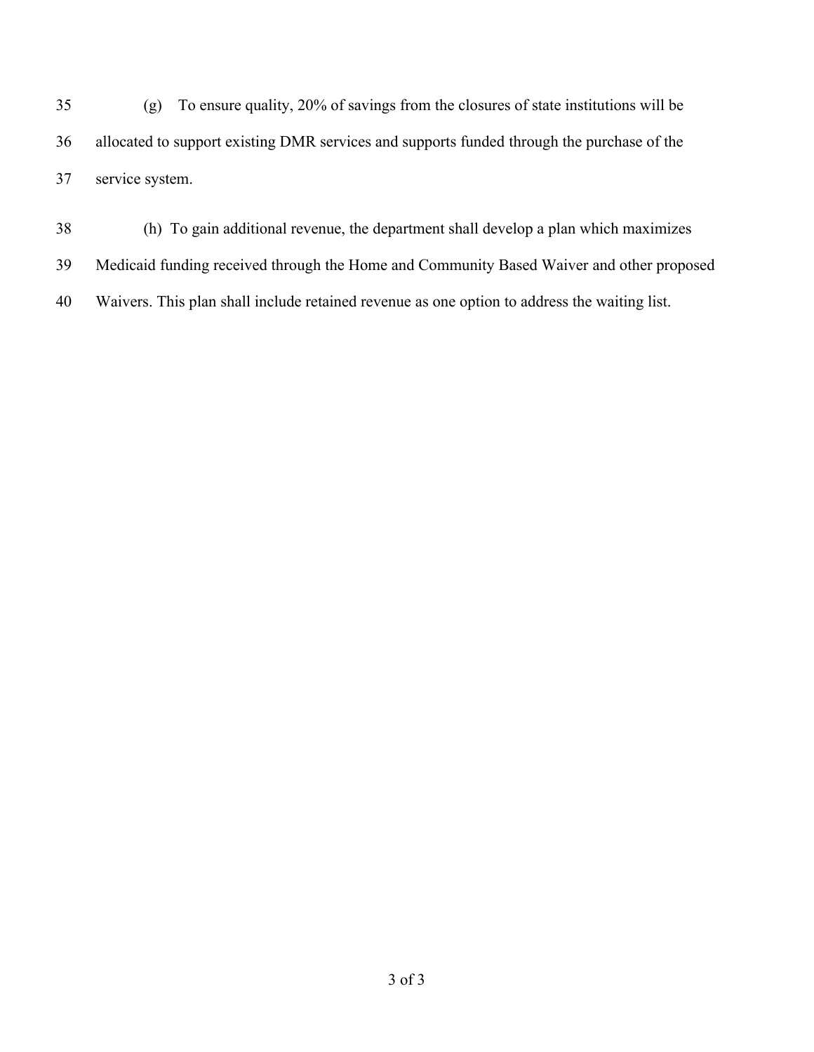(g) To ensure quality, 20% of savings from the closures of state institutions will be allocated to support existing DMR services and supports funded through the purchase of the service system.

(h) To gain additional revenue, the department shall develop a plan which maximizes Medicaid funding received through the Home and Community Based Waiver and other proposed Waivers. This plan shall include retained revenue as one option to address the waiting list.